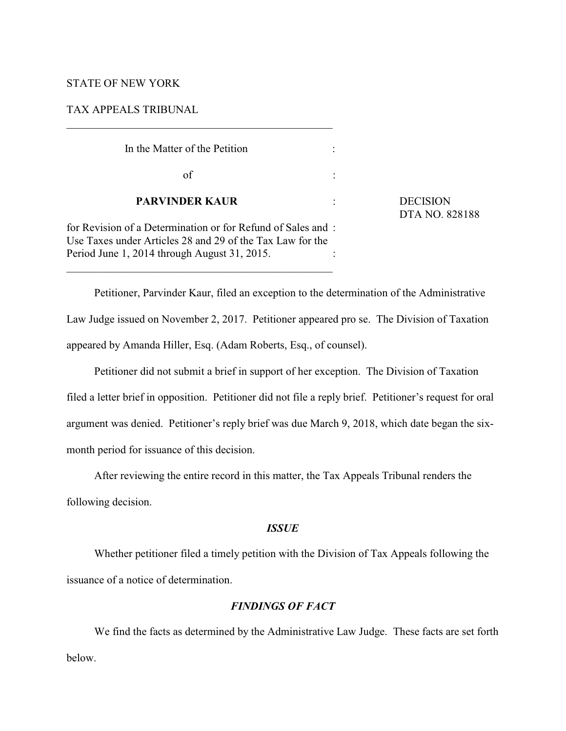STATE OF NEW YORK

TAX APPEALS TRIBUNAL

---

| | | |
|---|---|---|
| In the Matter of the Petition | : | |
| of | : | |
| **PARVINDER KAUR** | : | DECISION DTA NO. 828188 |
| for Revision of a Determination or for Refund of Sales and Use Taxes under Articles 28 and 29 of the Tax Law for the Period June 1, 2014 through August 31, 2015. | : | |

---

Petitioner, Parvinder Kaur, filed an exception to the determination of the Administrative Law Judge issued on November 2, 2017. Petitioner appeared pro se. The Division of Taxation appeared by Amanda Hiller, Esq. (Adam Roberts, Esq., of counsel).

Petitioner did not submit a brief in support of her exception. The Division of Taxation filed a letter brief in opposition. Petitioner did not file a reply brief. Petitioner's request for oral argument was denied. Petitioner's reply brief was due March 9, 2018, which date began the six-month period for issuance of this decision.

After reviewing the entire record in this matter, the Tax Appeals Tribunal renders the following decision.

### *ISSUE*

Whether petitioner filed a timely petition with the Division of Tax Appeals following the issuance of a notice of determination.

### *FINDINGS OF FACT*

We find the facts as determined by the Administrative Law Judge. These facts are set forth below.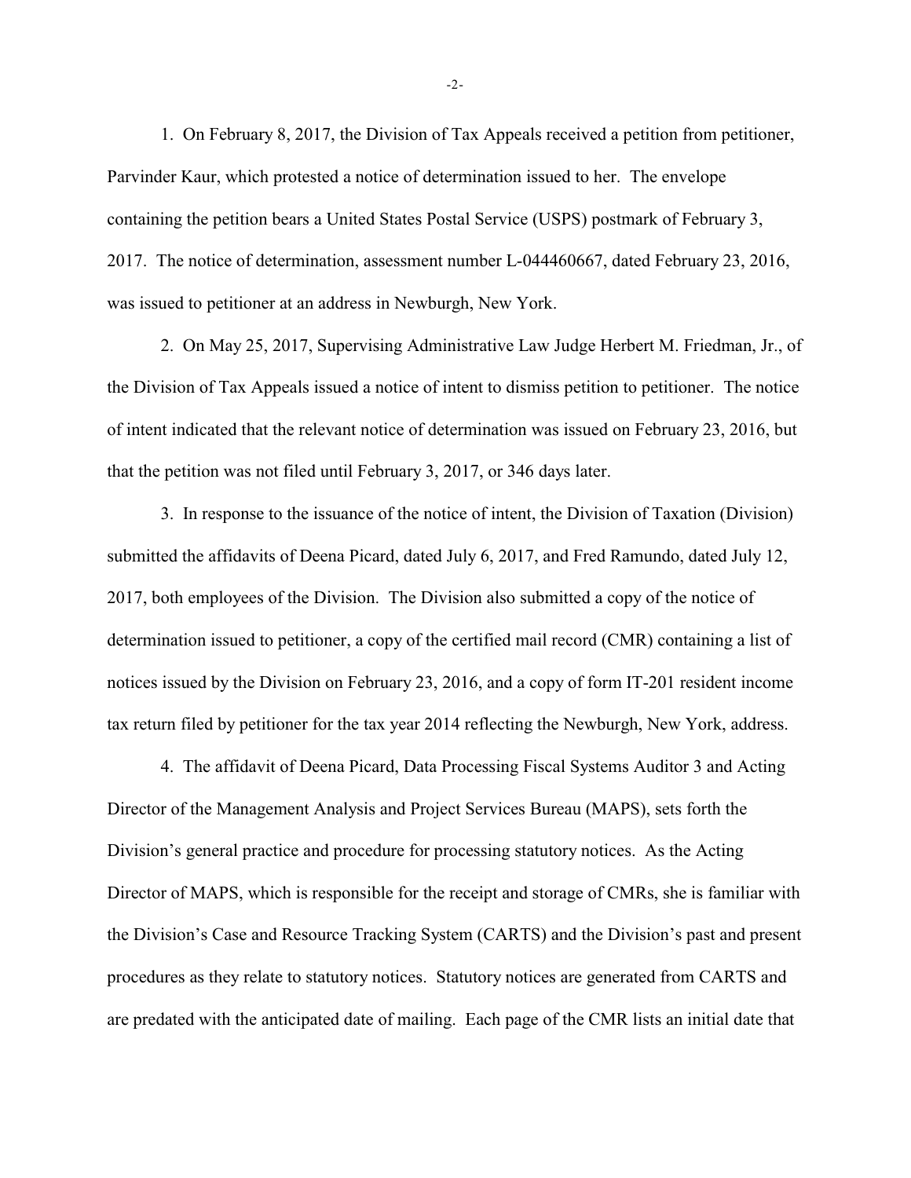1. On February 8, 2017, the Division of Tax Appeals received a petition from petitioner, Parvinder Kaur, which protested a notice of determination issued to her. The envelope containing the petition bears a United States Postal Service (USPS) postmark of February 3, 2017. The notice of determination, assessment number L-044460667, dated February 23, 2016, was issued to petitioner at an address in Newburgh, New York.

2. On May 25, 2017, Supervising Administrative Law Judge Herbert M. Friedman, Jr., of the Division of Tax Appeals issued a notice of intent to dismiss petition to petitioner. The notice of intent indicated that the relevant notice of determination was issued on February 23, 2016, but that the petition was not filed until February 3, 2017, or 346 days later.

3. In response to the issuance of the notice of intent, the Division of Taxation (Division) submitted the affidavits of Deena Picard, dated July 6, 2017, and Fred Ramundo, dated July 12, 2017, both employees of the Division. The Division also submitted a copy of the notice of determination issued to petitioner, a copy of the certified mail record (CMR) containing a list of notices issued by the Division on February 23, 2016, and a copy of form IT-201 resident income tax return filed by petitioner for the tax year 2014 reflecting the Newburgh, New York, address.

4. The affidavit of Deena Picard, Data Processing Fiscal Systems Auditor 3 and Acting Director of the Management Analysis and Project Services Bureau (MAPS), sets forth the Division's general practice and procedure for processing statutory notices. As the Acting Director of MAPS, which is responsible for the receipt and storage of CMRs, she is familiar with the Division's Case and Resource Tracking System (CARTS) and the Division's past and present procedures as they relate to statutory notices. Statutory notices are generated from CARTS and are predated with the anticipated date of mailing. Each page of the CMR lists an initial date that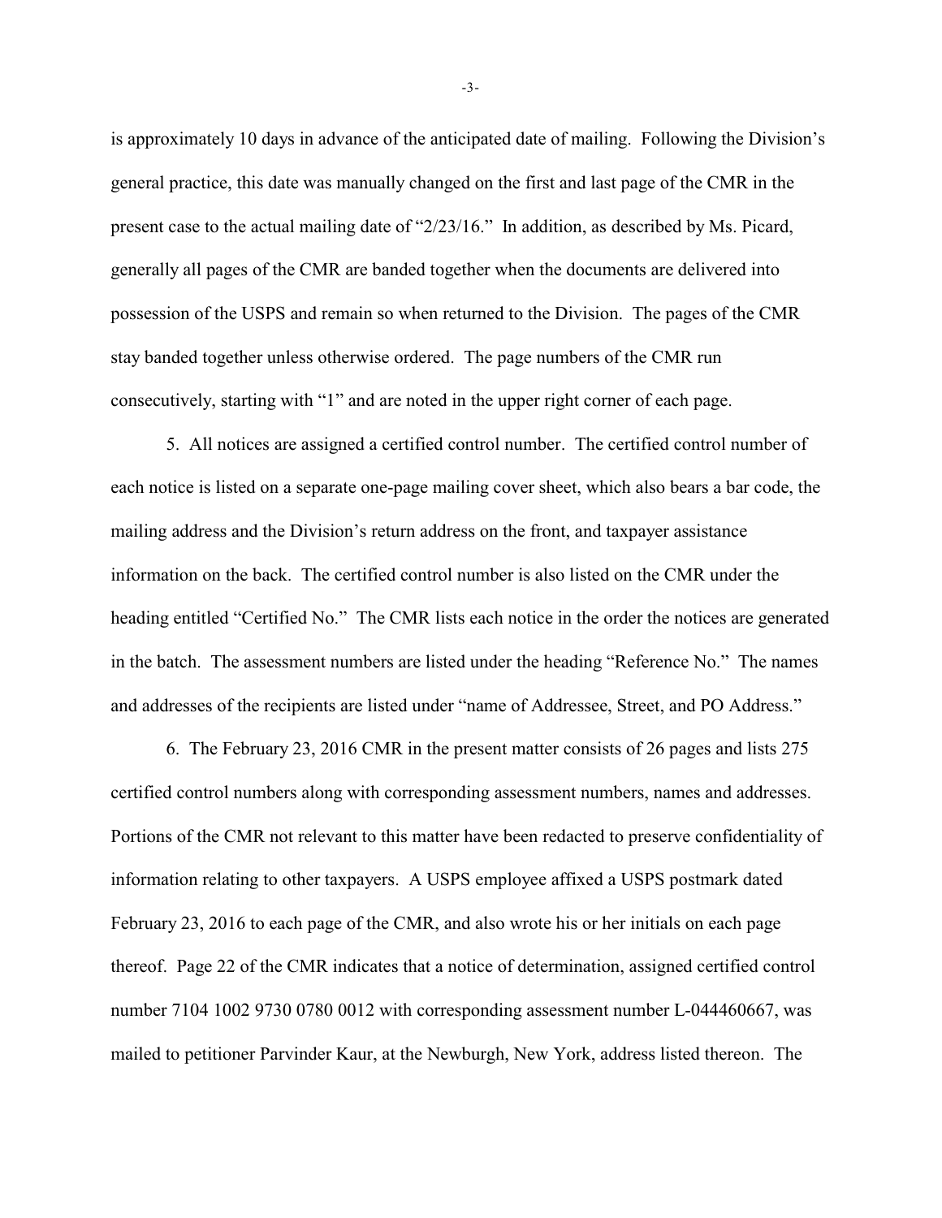is approximately 10 days in advance of the anticipated date of mailing. Following the Division's general practice, this date was manually changed on the first and last page of the CMR in the present case to the actual mailing date of "2/23/16." In addition, as described by Ms. Picard, generally all pages of the CMR are banded together when the documents are delivered into possession of the USPS and remain so when returned to the Division. The pages of the CMR stay banded together unless otherwise ordered. The page numbers of the CMR run consecutively, starting with "1" and are noted in the upper right corner of each page.

5. All notices are assigned a certified control number. The certified control number of each notice is listed on a separate one-page mailing cover sheet, which also bears a bar code, the mailing address and the Division's return address on the front, and taxpayer assistance information on the back. The certified control number is also listed on the CMR under the heading entitled "Certified No." The CMR lists each notice in the order the notices are generated in the batch. The assessment numbers are listed under the heading "Reference No." The names and addresses of the recipients are listed under "name of Addressee, Street, and PO Address."

6. The February 23, 2016 CMR in the present matter consists of 26 pages and lists 275 certified control numbers along with corresponding assessment numbers, names and addresses. Portions of the CMR not relevant to this matter have been redacted to preserve confidentiality of information relating to other taxpayers. A USPS employee affixed a USPS postmark dated February 23, 2016 to each page of the CMR, and also wrote his or her initials on each page thereof. Page 22 of the CMR indicates that a notice of determination, assigned certified control number 7104 1002 9730 0780 0012 with corresponding assessment number L-044460667, was mailed to petitioner Parvinder Kaur, at the Newburgh, New York, address listed thereon. The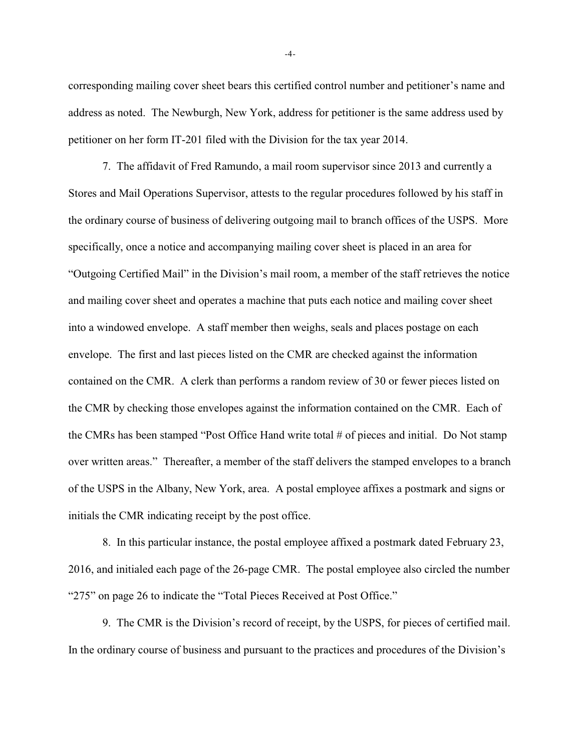corresponding mailing cover sheet bears this certified control number and petitioner's name and address as noted. The Newburgh, New York, address for petitioner is the same address used by petitioner on her form IT-201 filed with the Division for the tax year 2014.

7. The affidavit of Fred Ramundo, a mail room supervisor since 2013 and currently a Stores and Mail Operations Supervisor, attests to the regular procedures followed by his staff in the ordinary course of business of delivering outgoing mail to branch offices of the USPS. More specifically, once a notice and accompanying mailing cover sheet is placed in an area for "Outgoing Certified Mail" in the Division's mail room, a member of the staff retrieves the notice and mailing cover sheet and operates a machine that puts each notice and mailing cover sheet into a windowed envelope. A staff member then weighs, seals and places postage on each envelope. The first and last pieces listed on the CMR are checked against the information contained on the CMR. A clerk than performs a random review of 30 or fewer pieces listed on the CMR by checking those envelopes against the information contained on the CMR. Each of the CMRs has been stamped "Post Office Hand write total # of pieces and initial. Do Not stamp over written areas." Thereafter, a member of the staff delivers the stamped envelopes to a branch of the USPS in the Albany, New York, area. A postal employee affixes a postmark and signs or initials the CMR indicating receipt by the post office.

8. In this particular instance, the postal employee affixed a postmark dated February 23, 2016, and initialed each page of the 26-page CMR. The postal employee also circled the number "275" on page 26 to indicate the "Total Pieces Received at Post Office."

9. The CMR is the Division's record of receipt, by the USPS, for pieces of certified mail. In the ordinary course of business and pursuant to the practices and procedures of the Division's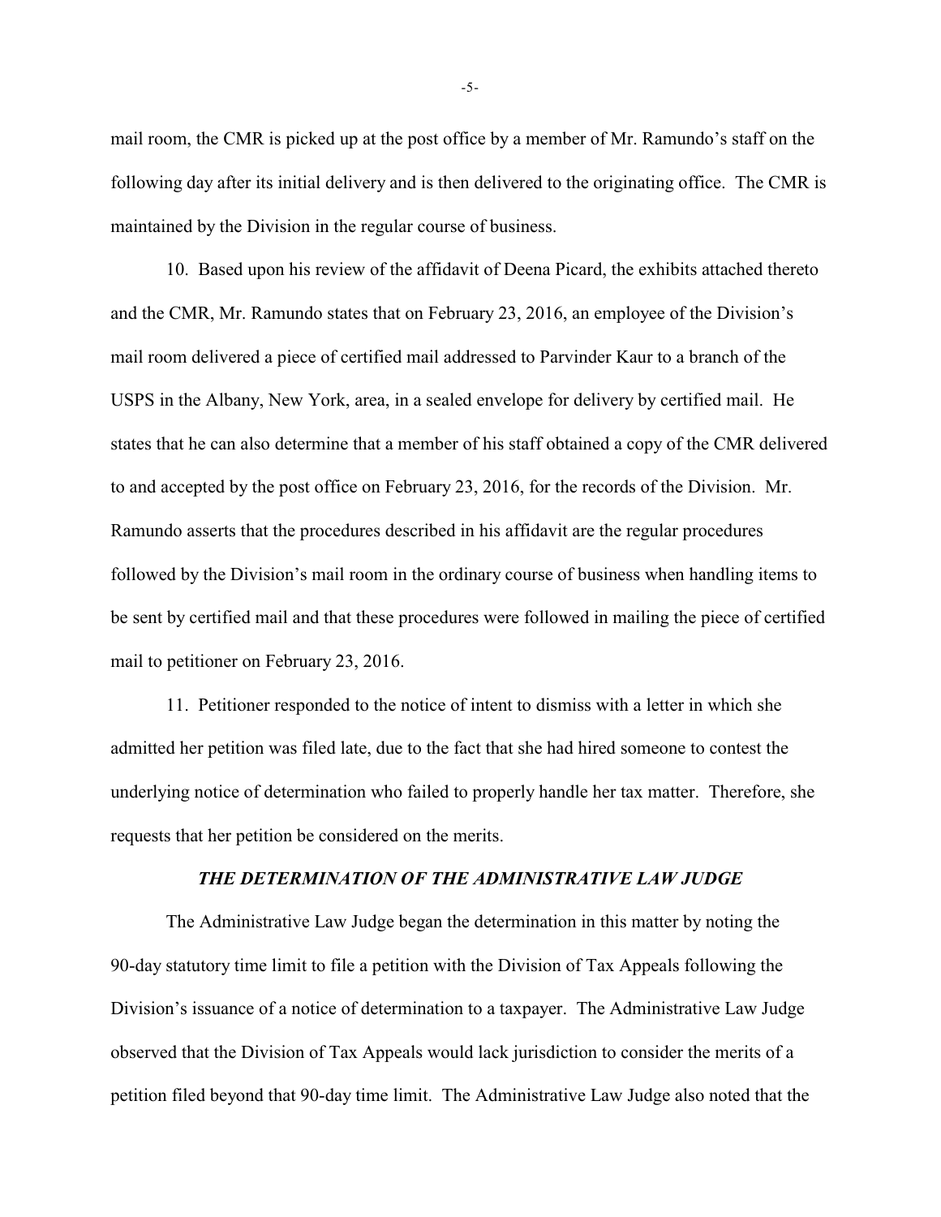mail room, the CMR is picked up at the post office by a member of Mr. Ramundo's staff on the following day after its initial delivery and is then delivered to the originating office. The CMR is maintained by the Division in the regular course of business.

10. Based upon his review of the affidavit of Deena Picard, the exhibits attached thereto and the CMR, Mr. Ramundo states that on February 23, 2016, an employee of the Division's mail room delivered a piece of certified mail addressed to Parvinder Kaur to a branch of the USPS in the Albany, New York, area, in a sealed envelope for delivery by certified mail. He states that he can also determine that a member of his staff obtained a copy of the CMR delivered to and accepted by the post office on February 23, 2016, for the records of the Division. Mr. Ramundo asserts that the procedures described in his affidavit are the regular procedures followed by the Division's mail room in the ordinary course of business when handling items to be sent by certified mail and that these procedures were followed in mailing the piece of certified mail to petitioner on February 23, 2016.

11. Petitioner responded to the notice of intent to dismiss with a letter in which she admitted her petition was filed late, due to the fact that she had hired someone to contest the underlying notice of determination who failed to properly handle her tax matter. Therefore, she requests that her petition be considered on the merits.

### *THE DETERMINATION OF THE ADMINISTRATIVE LAW JUDGE*

The Administrative Law Judge began the determination in this matter by noting the 90-day statutory time limit to file a petition with the Division of Tax Appeals following the Division's issuance of a notice of determination to a taxpayer. The Administrative Law Judge observed that the Division of Tax Appeals would lack jurisdiction to consider the merits of a petition filed beyond that 90-day time limit. The Administrative Law Judge also noted that the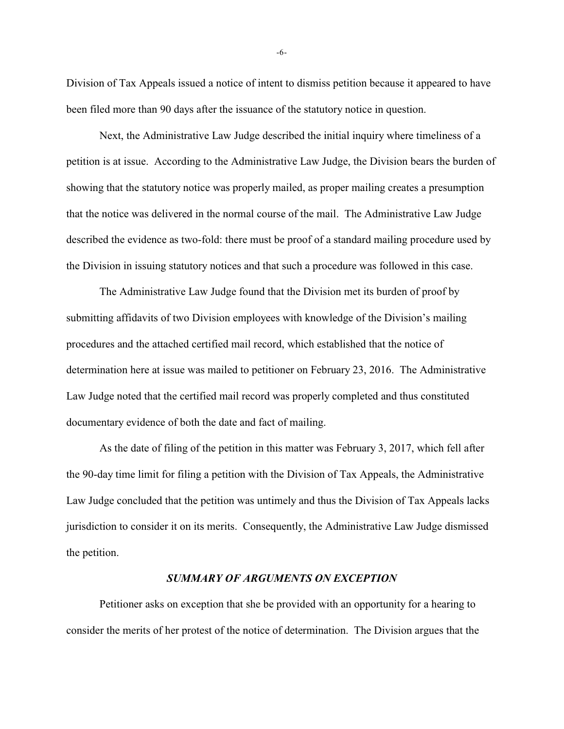Division of Tax Appeals issued a notice of intent to dismiss petition because it appeared to have been filed more than 90 days after the issuance of the statutory notice in question.

Next, the Administrative Law Judge described the initial inquiry where timeliness of a petition is at issue. According to the Administrative Law Judge, the Division bears the burden of showing that the statutory notice was properly mailed, as proper mailing creates a presumption that the notice was delivered in the normal course of the mail. The Administrative Law Judge described the evidence as two-fold: there must be proof of a standard mailing procedure used by the Division in issuing statutory notices and that such a procedure was followed in this case.

The Administrative Law Judge found that the Division met its burden of proof by submitting affidavits of two Division employees with knowledge of the Division's mailing procedures and the attached certified mail record, which established that the notice of determination here at issue was mailed to petitioner on February 23, 2016. The Administrative Law Judge noted that the certified mail record was properly completed and thus constituted documentary evidence of both the date and fact of mailing.

As the date of filing of the petition in this matter was February 3, 2017, which fell after the 90-day time limit for filing a petition with the Division of Tax Appeals, the Administrative Law Judge concluded that the petition was untimely and thus the Division of Tax Appeals lacks jurisdiction to consider it on its merits. Consequently, the Administrative Law Judge dismissed the petition.

### *SUMMARY OF ARGUMENTS ON EXCEPTION*

Petitioner asks on exception that she be provided with an opportunity for a hearing to consider the merits of her protest of the notice of determination. The Division argues that the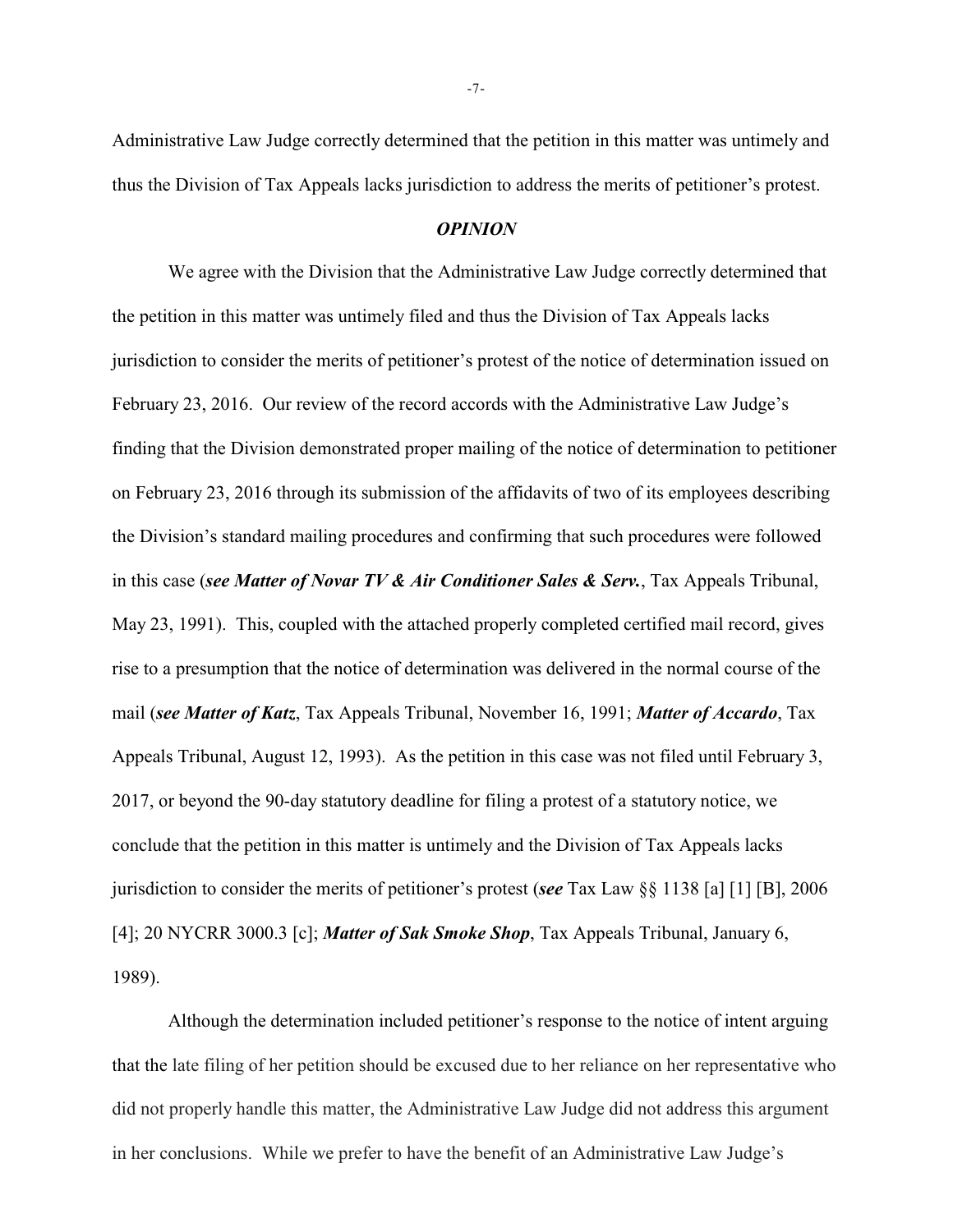Administrative Law Judge correctly determined that the petition in this matter was untimely and thus the Division of Tax Appeals lacks jurisdiction to address the merits of petitioner's protest.

### *OPINION*

We agree with the Division that the Administrative Law Judge correctly determined that the petition in this matter was untimely filed and thus the Division of Tax Appeals lacks jurisdiction to consider the merits of petitioner's protest of the notice of determination issued on February 23, 2016. Our review of the record accords with the Administrative Law Judge's finding that the Division demonstrated proper mailing of the notice of determination to petitioner on February 23, 2016 through its submission of the affidavits of two of its employees describing the Division's standard mailing procedures and confirming that such procedures were followed in this case (***see Matter of Novar TV & Air Conditioner Sales & Serv.***, Tax Appeals Tribunal, May 23, 1991). This, coupled with the attached properly completed certified mail record, gives rise to a presumption that the notice of determination was delivered in the normal course of the mail (***see Matter of Katz***, Tax Appeals Tribunal, November 16, 1991; ***Matter of Accardo***, Tax Appeals Tribunal, August 12, 1993). As the petition in this case was not filed until February 3, 2017, or beyond the 90-day statutory deadline for filing a protest of a statutory notice, we conclude that the petition in this matter is untimely and the Division of Tax Appeals lacks jurisdiction to consider the merits of petitioner's protest (***see*** Tax Law §§ 1138 [a] [1] [B], 2006 [4]; 20 NYCRR 3000.3 [c]; ***Matter of Sak Smoke Shop***, Tax Appeals Tribunal, January 6, 1989).

Although the determination included petitioner's response to the notice of intent arguing that the late filing of her petition should be excused due to her reliance on her representative who did not properly handle this matter, the Administrative Law Judge did not address this argument in her conclusions. While we prefer to have the benefit of an Administrative Law Judge's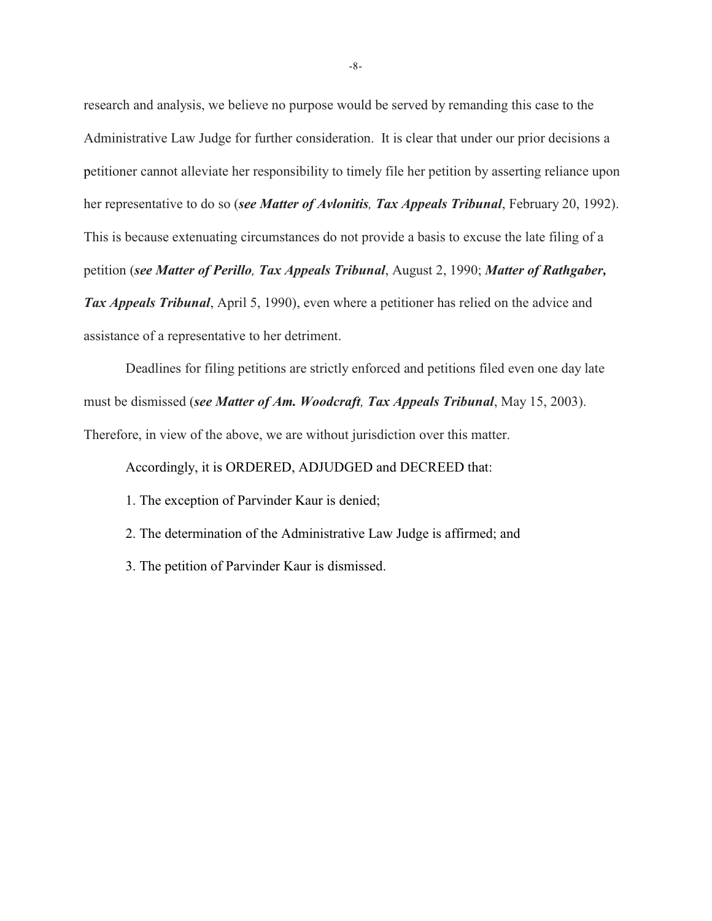research and analysis, we believe no purpose would be served by remanding this case to the Administrative Law Judge for further consideration. It is clear that under our prior decisions a petitioner cannot alleviate her responsibility to timely file her petition by asserting reliance upon her representative to do so (***see Matter of Avlonitis, Tax Appeals Tribunal***, February 20, 1992). This is because extenuating circumstances do not provide a basis to excuse the late filing of a petition (***see Matter of Perillo, Tax Appeals Tribunal***, August 2, 1990; ***Matter of Rathgaber, Tax Appeals Tribunal***, April 5, 1990), even where a petitioner has relied on the advice and assistance of a representative to her detriment.

Deadlines for filing petitions are strictly enforced and petitions filed even one day late must be dismissed (***see Matter of Am. Woodcraft, Tax Appeals Tribunal***, May 15, 2003). Therefore, in view of the above, we are without jurisdiction over this matter.

Accordingly, it is ORDERED, ADJUDGED and DECREED that:

1. The exception of Parvinder Kaur is denied;

2. The determination of the Administrative Law Judge is affirmed; and

3. The petition of Parvinder Kaur is dismissed.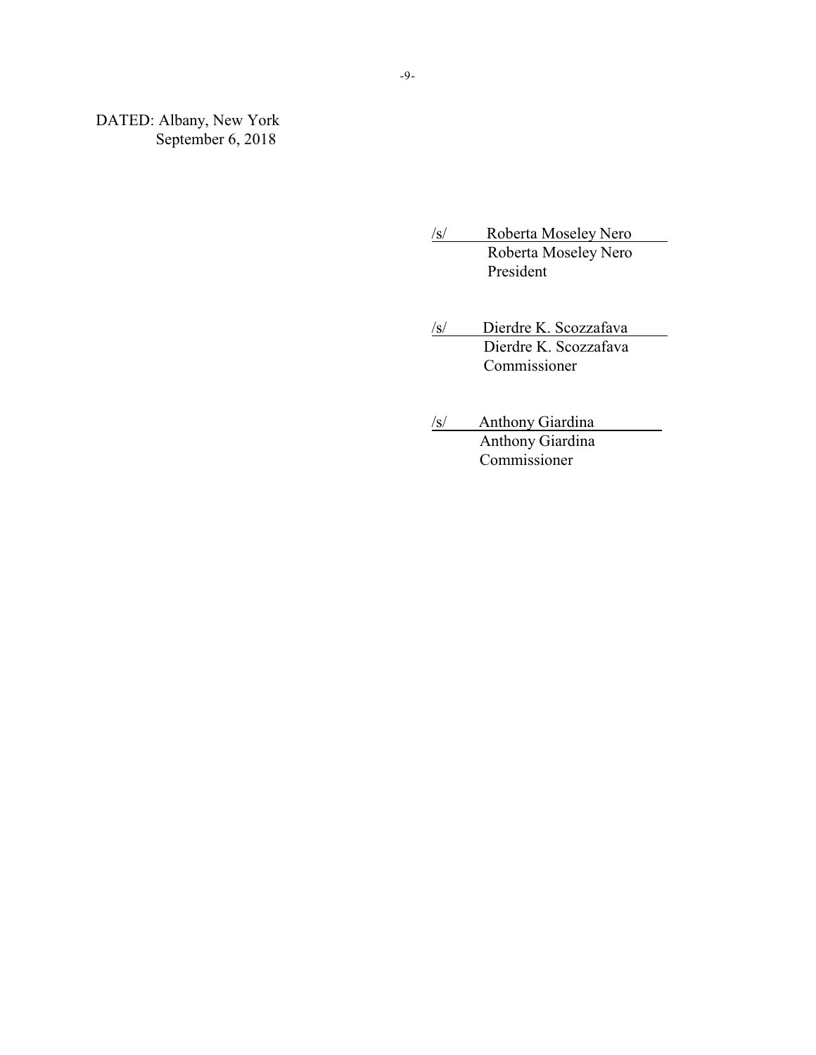DATED: Albany, New York
September 6, 2018

/s/ Roberta Moseley Nero
Roberta Moseley Nero
President

/s/ Dierdre K. Scozzafava
Dierdre K. Scozzafava
Commissioner

/s/ Anthony Giardina
Anthony Giardina
Commissioner